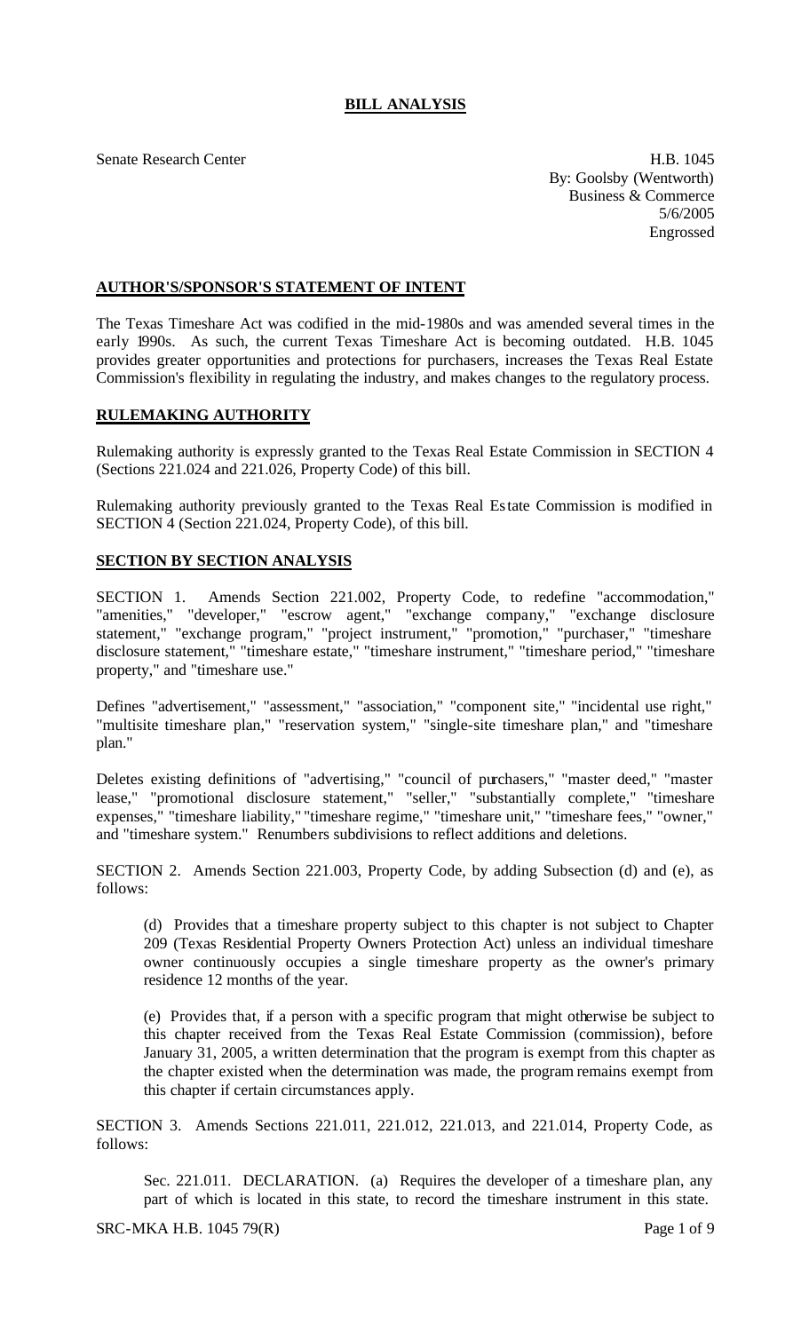# BILL ANALYSIS

Senate Research Center

H.B. 1045
By: Goolsby (Wentworth)
Business & Commerce
5/6/2005
Engrossed

## AUTHOR'S/SPONSOR'S STATEMENT OF INTENT

The Texas Timeshare Act was codified in the mid-1980s and was amended several times in the early 1990s. As such, the current Texas Timeshare Act is becoming outdated. H.B. 1045 provides greater opportunities and protections for purchasers, increases the Texas Real Estate Commission's flexibility in regulating the industry, and makes changes to the regulatory process.

## RULEMAKING AUTHORITY

Rulemaking authority is expressly granted to the Texas Real Estate Commission in SECTION 4 (Sections 221.024 and 221.026, Property Code) of this bill.

Rulemaking authority previously granted to the Texas Real Estate Commission is modified in SECTION 4 (Section 221.024, Property Code), of this bill.

## SECTION BY SECTION ANALYSIS

SECTION 1. Amends Section 221.002, Property Code, to redefine "accommodation," "amenities," "developer," "escrow agent," "exchange company," "exchange disclosure statement," "exchange program," "project instrument," "promotion," "purchaser," "timeshare disclosure statement," "timeshare estate," "timeshare instrument," "timeshare period," "timeshare property," and "timeshare use."

Defines "advertisement," "assessment," "association," "component site," "incidental use right," "multisite timeshare plan," "reservation system," "single-site timeshare plan," and "timeshare plan."

Deletes existing definitions of "advertising," "council of purchasers," "master deed," "master lease," "promotional disclosure statement," "seller," "substantially complete," "timeshare expenses," "timeshare liability," "timeshare regime," "timeshare unit," "timeshare fees," "owner," and "timeshare system." Renumbers subdivisions to reflect additions and deletions.

SECTION 2. Amends Section 221.003, Property Code, by adding Subsection (d) and (e), as follows:

(d) Provides that a timeshare property subject to this chapter is not subject to Chapter 209 (Texas Residential Property Owners Protection Act) unless an individual timeshare owner continuously occupies a single timeshare property as the owner's primary residence 12 months of the year.

(e) Provides that, if a person with a specific program that might otherwise be subject to this chapter received from the Texas Real Estate Commission (commission), before January 31, 2005, a written determination that the program is exempt from this chapter as the chapter existed when the determination was made, the program remains exempt from this chapter if certain circumstances apply.

SECTION 3. Amends Sections 221.011, 221.012, 221.013, and 221.014, Property Code, as follows:

Sec. 221.011. DECLARATION. (a) Requires the developer of a timeshare plan, any part of which is located in this state, to record the timeshare instrument in this state.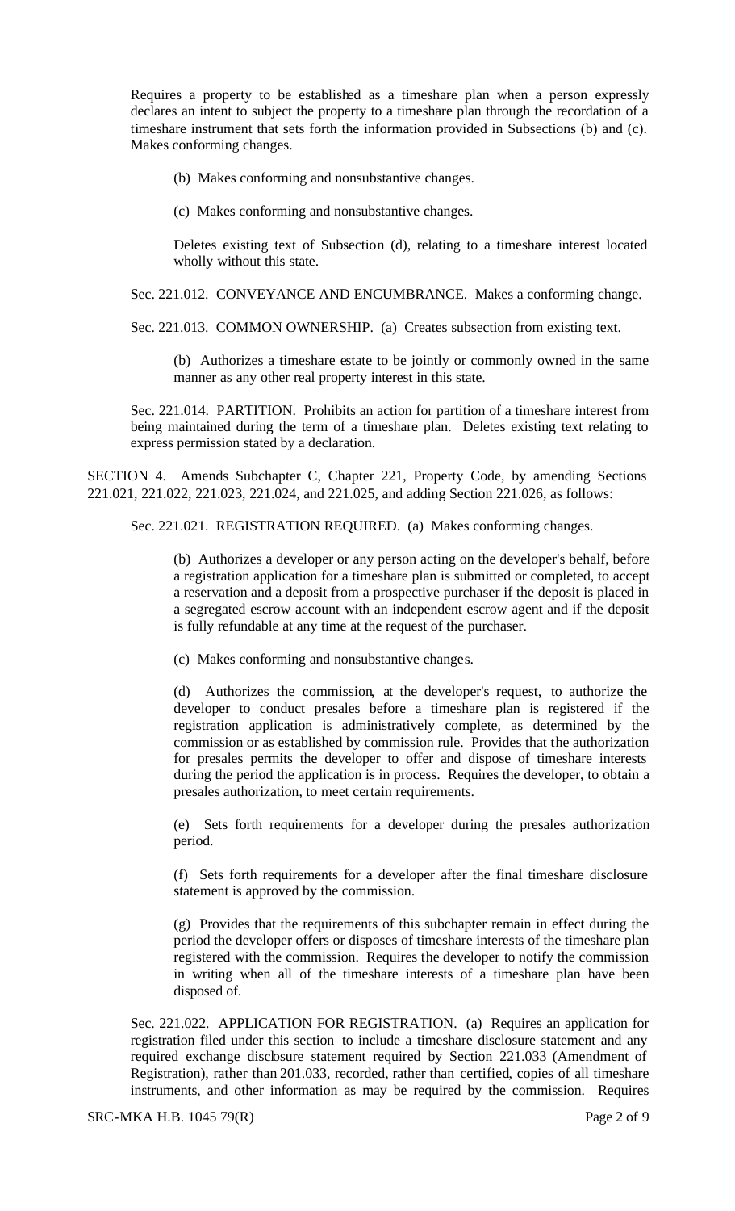Requires a property to be established as a timeshare plan when a person expressly declares an intent to subject the property to a timeshare plan through the recordation of a timeshare instrument that sets forth the information provided in Subsections (b) and (c). Makes conforming changes.

(b) Makes conforming and nonsubstantive changes.

(c) Makes conforming and nonsubstantive changes.

Deletes existing text of Subsection (d), relating to a timeshare interest located wholly without this state.

Sec. 221.012. CONVEYANCE AND ENCUMBRANCE. Makes a conforming change.

Sec. 221.013. COMMON OWNERSHIP. (a) Creates subsection from existing text.

(b) Authorizes a timeshare estate to be jointly or commonly owned in the same manner as any other real property interest in this state.

Sec. 221.014. PARTITION. Prohibits an action for partition of a timeshare interest from being maintained during the term of a timeshare plan. Deletes existing text relating to express permission stated by a declaration.

SECTION 4. Amends Subchapter C, Chapter 221, Property Code, by amending Sections 221.021, 221.022, 221.023, 221.024, and 221.025, and adding Section 221.026, as follows:

Sec. 221.021. REGISTRATION REQUIRED. (a) Makes conforming changes.

(b) Authorizes a developer or any person acting on the developer's behalf, before a registration application for a timeshare plan is submitted or completed, to accept a reservation and a deposit from a prospective purchaser if the deposit is placed in a segregated escrow account with an independent escrow agent and if the deposit is fully refundable at any time at the request of the purchaser.

(c) Makes conforming and nonsubstantive changes.

(d) Authorizes the commission, at the developer's request, to authorize the developer to conduct presales before a timeshare plan is registered if the registration application is administratively complete, as determined by the commission or as established by commission rule. Provides that the authorization for presales permits the developer to offer and dispose of timeshare interests during the period the application is in process. Requires the developer, to obtain a presales authorization, to meet certain requirements.

(e) Sets forth requirements for a developer during the presales authorization period.

(f) Sets forth requirements for a developer after the final timeshare disclosure statement is approved by the commission.

(g) Provides that the requirements of this subchapter remain in effect during the period the developer offers or disposes of timeshare interests of the timeshare plan registered with the commission. Requires the developer to notify the commission in writing when all of the timeshare interests of a timeshare plan have been disposed of.

Sec. 221.022. APPLICATION FOR REGISTRATION. (a) Requires an application for registration filed under this section to include a timeshare disclosure statement and any required exchange disclosure statement required by Section 221.033 (Amendment of Registration), rather than 201.033, recorded, rather than certified, copies of all timeshare instruments, and other information as may be required by the commission. Requires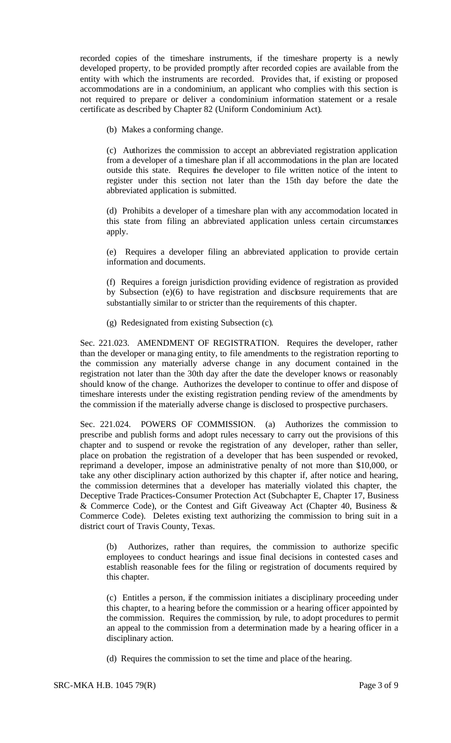recorded copies of the timeshare instruments, if the timeshare property is a newly developed property, to be provided promptly after recorded copies are available from the entity with which the instruments are recorded. Provides that, if existing or proposed accommodations are in a condominium, an applicant who complies with this section is not required to prepare or deliver a condominium information statement or a resale certificate as described by Chapter 82 (Uniform Condominium Act).

(b) Makes a conforming change.

(c) Authorizes the commission to accept an abbreviated registration application from a developer of a timeshare plan if all accommodations in the plan are located outside this state. Requires the developer to file written notice of the intent to register under this section not later than the 15th day before the date the abbreviated application is submitted.

(d) Prohibits a developer of a timeshare plan with any accommodation located in this state from filing an abbreviated application unless certain circumstances apply.

(e) Requires a developer filing an abbreviated application to provide certain information and documents.

(f) Requires a foreign jurisdiction providing evidence of registration as provided by Subsection (e)(6) to have registration and disclosure requirements that are substantially similar to or stricter than the requirements of this chapter.

(g) Redesignated from existing Subsection (c).

Sec. 221.023. AMENDMENT OF REGISTRATION. Requires the developer, rather than the developer or managing entity, to file amendments to the registration reporting to the commission any materially adverse change in any document contained in the registration not later than the 30th day after the date the developer knows or reasonably should know of the change. Authorizes the developer to continue to offer and dispose of timeshare interests under the existing registration pending review of the amendments by the commission if the materially adverse change is disclosed to prospective purchasers.

Sec. 221.024. POWERS OF COMMISSION. (a) Authorizes the commission to prescribe and publish forms and adopt rules necessary to carry out the provisions of this chapter and to suspend or revoke the registration of any developer, rather than seller, place on probation the registration of a developer that has been suspended or revoked, reprimand a developer, impose an administrative penalty of not more than $10,000, or take any other disciplinary action authorized by this chapter if, after notice and hearing, the commission determines that a developer has materially violated this chapter, the Deceptive Trade Practices-Consumer Protection Act (Subchapter E, Chapter 17, Business & Commerce Code), or the Contest and Gift Giveaway Act (Chapter 40, Business & Commerce Code). Deletes existing text authorizing the commission to bring suit in a district court of Travis County, Texas.

(b) Authorizes, rather than requires, the commission to authorize specific employees to conduct hearings and issue final decisions in contested cases and establish reasonable fees for the filing or registration of documents required by this chapter.

(c) Entitles a person, if the commission initiates a disciplinary proceeding under this chapter, to a hearing before the commission or a hearing officer appointed by the commission. Requires the commission, by rule, to adopt procedures to permit an appeal to the commission from a determination made by a hearing officer in a disciplinary action.

(d) Requires the commission to set the time and place of the hearing.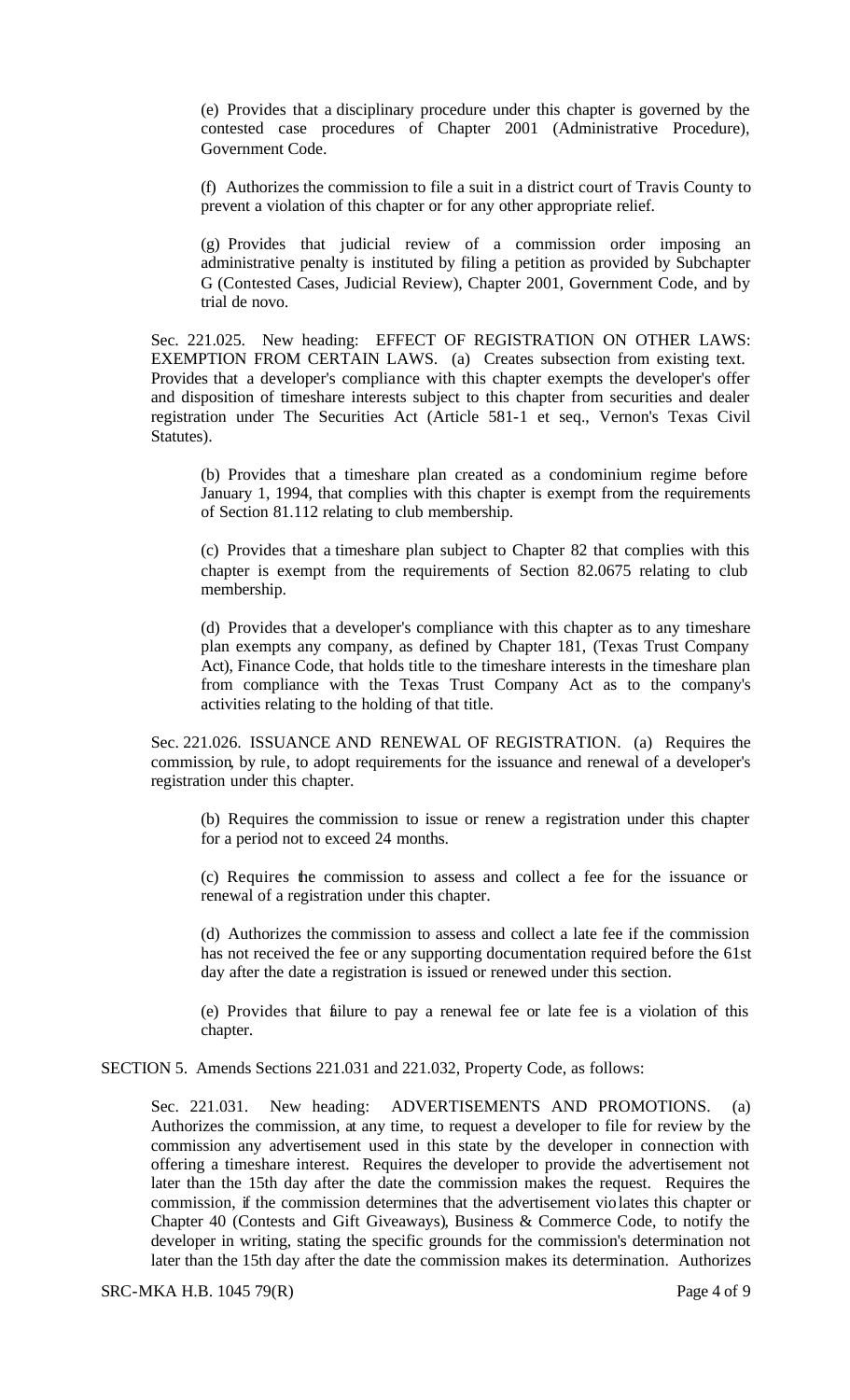(e) Provides that a disciplinary procedure under this chapter is governed by the contested case procedures of Chapter 2001 (Administrative Procedure), Government Code.

(f) Authorizes the commission to file a suit in a district court of Travis County to prevent a violation of this chapter or for any other appropriate relief.

(g) Provides that judicial review of a commission order imposing an administrative penalty is instituted by filing a petition as provided by Subchapter G (Contested Cases, Judicial Review), Chapter 2001, Government Code, and by trial de novo.

Sec. 221.025. New heading: EFFECT OF REGISTRATION ON OTHER LAWS: EXEMPTION FROM CERTAIN LAWS. (a) Creates subsection from existing text. Provides that a developer's compliance with this chapter exempts the developer's offer and disposition of timeshare interests subject to this chapter from securities and dealer registration under The Securities Act (Article 581-1 et seq., Vernon's Texas Civil Statutes).

(b) Provides that a timeshare plan created as a condominium regime before January 1, 1994, that complies with this chapter is exempt from the requirements of Section 81.112 relating to club membership.

(c) Provides that a timeshare plan subject to Chapter 82 that complies with this chapter is exempt from the requirements of Section 82.0675 relating to club membership.

(d) Provides that a developer's compliance with this chapter as to any timeshare plan exempts any company, as defined by Chapter 181, (Texas Trust Company Act), Finance Code, that holds title to the timeshare interests in the timeshare plan from compliance with the Texas Trust Company Act as to the company's activities relating to the holding of that title.

Sec. 221.026. ISSUANCE AND RENEWAL OF REGISTRATION. (a) Requires the commission, by rule, to adopt requirements for the issuance and renewal of a developer's registration under this chapter.

(b) Requires the commission to issue or renew a registration under this chapter for a period not to exceed 24 months.

(c) Requires the commission to assess and collect a fee for the issuance or renewal of a registration under this chapter.

(d) Authorizes the commission to assess and collect a late fee if the commission has not received the fee or any supporting documentation required before the 61st day after the date a registration is issued or renewed under this section.

(e) Provides that failure to pay a renewal fee or late fee is a violation of this chapter.

SECTION 5. Amends Sections 221.031 and 221.032, Property Code, as follows:

Sec. 221.031. New heading: ADVERTISEMENTS AND PROMOTIONS. (a) Authorizes the commission, at any time, to request a developer to file for review by the commission any advertisement used in this state by the developer in connection with offering a timeshare interest. Requires the developer to provide the advertisement not later than the 15th day after the date the commission makes the request. Requires the commission, if the commission determines that the advertisement violates this chapter or Chapter 40 (Contests and Gift Giveaways), Business & Commerce Code, to notify the developer in writing, stating the specific grounds for the commission's determination not later than the 15th day after the date the commission makes its determination. Authorizes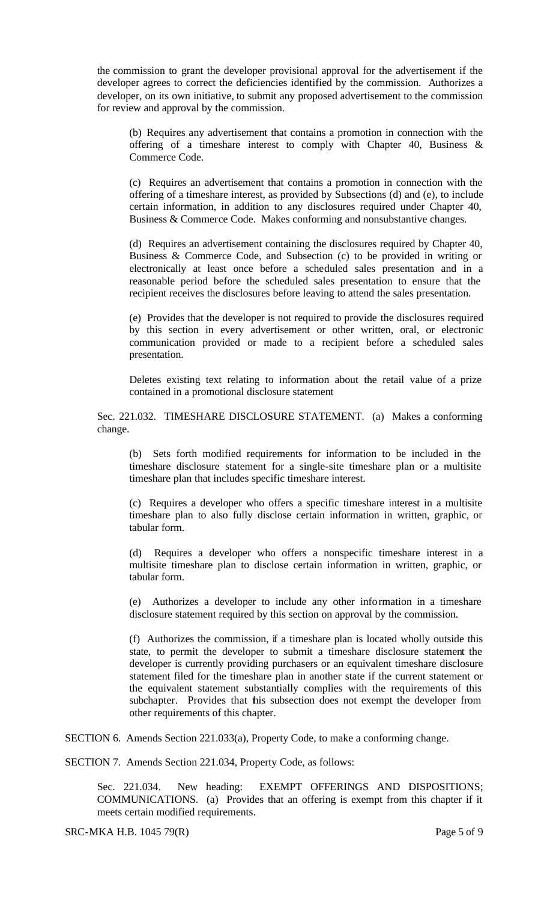the commission to grant the developer provisional approval for the advertisement if the developer agrees to correct the deficiencies identified by the commission. Authorizes a developer, on its own initiative, to submit any proposed advertisement to the commission for review and approval by the commission.

(b) Requires any advertisement that contains a promotion in connection with the offering of a timeshare interest to comply with Chapter 40, Business & Commerce Code.

(c) Requires an advertisement that contains a promotion in connection with the offering of a timeshare interest, as provided by Subsections (d) and (e), to include certain information, in addition to any disclosures required under Chapter 40, Business & Commerce Code. Makes conforming and nonsubstantive changes.

(d) Requires an advertisement containing the disclosures required by Chapter 40, Business & Commerce Code, and Subsection (c) to be provided in writing or electronically at least once before a scheduled sales presentation and in a reasonable period before the scheduled sales presentation to ensure that the recipient receives the disclosures before leaving to attend the sales presentation.

(e) Provides that the developer is not required to provide the disclosures required by this section in every advertisement or other written, oral, or electronic communication provided or made to a recipient before a scheduled sales presentation.

Deletes existing text relating to information about the retail value of a prize contained in a promotional disclosure statement

Sec. 221.032. TIMESHARE DISCLOSURE STATEMENT. (a) Makes a conforming change.

(b) Sets forth modified requirements for information to be included in the timeshare disclosure statement for a single-site timeshare plan or a multisite timeshare plan that includes specific timeshare interest.

(c) Requires a developer who offers a specific timeshare interest in a multisite timeshare plan to also fully disclose certain information in written, graphic, or tabular form.

(d) Requires a developer who offers a nonspecific timeshare interest in a multisite timeshare plan to disclose certain information in written, graphic, or tabular form.

(e) Authorizes a developer to include any other information in a timeshare disclosure statement required by this section on approval by the commission.

(f) Authorizes the commission, if a timeshare plan is located wholly outside this state, to permit the developer to submit a timeshare disclosure statement the developer is currently providing purchasers or an equivalent timeshare disclosure statement filed for the timeshare plan in another state if the current statement or the equivalent statement substantially complies with the requirements of this subchapter. Provides that this subsection does not exempt the developer from other requirements of this chapter.

SECTION 6. Amends Section 221.033(a), Property Code, to make a conforming change.

SECTION 7. Amends Section 221.034, Property Code, as follows:

Sec. 221.034. New heading: EXEMPT OFFERINGS AND DISPOSITIONS; COMMUNICATIONS. (a) Provides that an offering is exempt from this chapter if it meets certain modified requirements.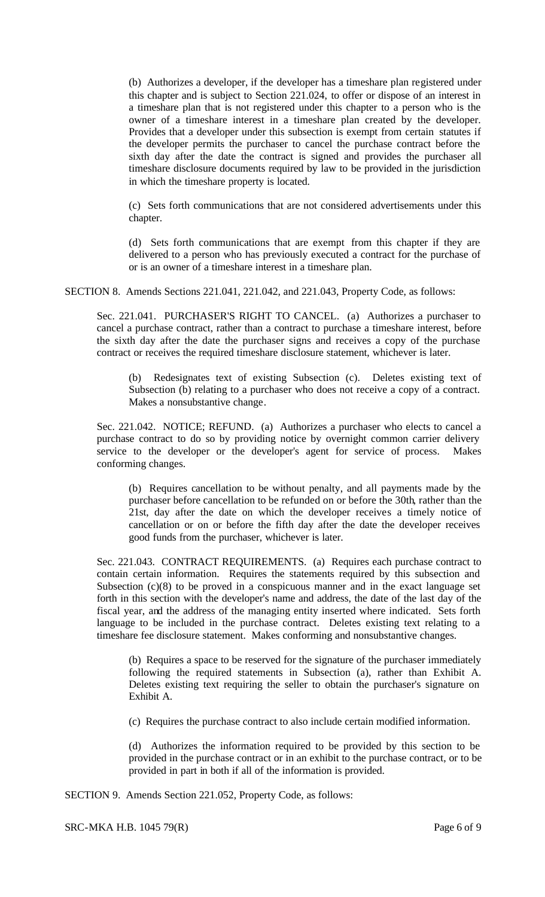(b) Authorizes a developer, if the developer has a timeshare plan registered under this chapter and is subject to Section 221.024, to offer or dispose of an interest in a timeshare plan that is not registered under this chapter to a person who is the owner of a timeshare interest in a timeshare plan created by the developer. Provides that a developer under this subsection is exempt from certain statutes if the developer permits the purchaser to cancel the purchase contract before the sixth day after the date the contract is signed and provides the purchaser all timeshare disclosure documents required by law to be provided in the jurisdiction in which the timeshare property is located.

(c) Sets forth communications that are not considered advertisements under this chapter.

(d) Sets forth communications that are exempt from this chapter if they are delivered to a person who has previously executed a contract for the purchase of or is an owner of a timeshare interest in a timeshare plan.

SECTION 8. Amends Sections 221.041, 221.042, and 221.043, Property Code, as follows:

Sec. 221.041. PURCHASER'S RIGHT TO CANCEL. (a) Authorizes a purchaser to cancel a purchase contract, rather than a contract to purchase a timeshare interest, before the sixth day after the date the purchaser signs and receives a copy of the purchase contract or receives the required timeshare disclosure statement, whichever is later.

(b) Redesignates text of existing Subsection (c). Deletes existing text of Subsection (b) relating to a purchaser who does not receive a copy of a contract. Makes a nonsubstantive change.

Sec. 221.042. NOTICE; REFUND. (a) Authorizes a purchaser who elects to cancel a purchase contract to do so by providing notice by overnight common carrier delivery service to the developer or the developer's agent for service of process. Makes conforming changes.

(b) Requires cancellation to be without penalty, and all payments made by the purchaser before cancellation to be refunded on or before the 30th, rather than the 21st, day after the date on which the developer receives a timely notice of cancellation or on or before the fifth day after the date the developer receives good funds from the purchaser, whichever is later.

Sec. 221.043. CONTRACT REQUIREMENTS. (a) Requires each purchase contract to contain certain information. Requires the statements required by this subsection and Subsection (c)(8) to be proved in a conspicuous manner and in the exact language set forth in this section with the developer's name and address, the date of the last day of the fiscal year, and the address of the managing entity inserted where indicated. Sets forth language to be included in the purchase contract. Deletes existing text relating to a timeshare fee disclosure statement. Makes conforming and nonsubstantive changes.

(b) Requires a space to be reserved for the signature of the purchaser immediately following the required statements in Subsection (a), rather than Exhibit A. Deletes existing text requiring the seller to obtain the purchaser's signature on Exhibit A.

(c) Requires the purchase contract to also include certain modified information.

(d) Authorizes the information required to be provided by this section to be provided in the purchase contract or in an exhibit to the purchase contract, or to be provided in part in both if all of the information is provided.

SECTION 9. Amends Section 221.052, Property Code, as follows: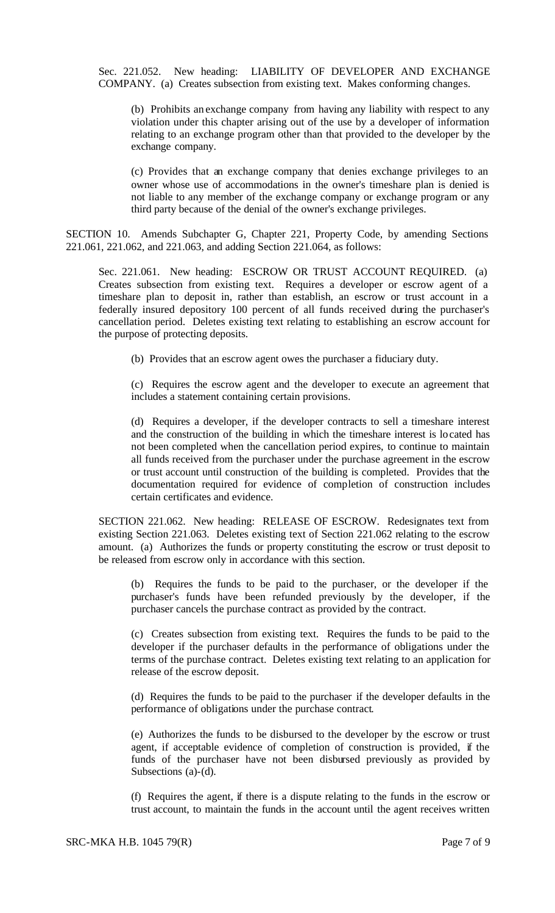Sec. 221.052. New heading: LIABILITY OF DEVELOPER AND EXCHANGE COMPANY. (a) Creates subsection from existing text. Makes conforming changes.

(b) Prohibits an exchange company from having any liability with respect to any violation under this chapter arising out of the use by a developer of information relating to an exchange program other than that provided to the developer by the exchange company.

(c) Provides that an exchange company that denies exchange privileges to an owner whose use of accommodations in the owner's timeshare plan is denied is not liable to any member of the exchange company or exchange program or any third party because of the denial of the owner's exchange privileges.

SECTION 10. Amends Subchapter G, Chapter 221, Property Code, by amending Sections 221.061, 221.062, and 221.063, and adding Section 221.064, as follows:

Sec. 221.061. New heading: ESCROW OR TRUST ACCOUNT REQUIRED. (a) Creates subsection from existing text. Requires a developer or escrow agent of a timeshare plan to deposit in, rather than establish, an escrow or trust account in a federally insured depository 100 percent of all funds received during the purchaser's cancellation period. Deletes existing text relating to establishing an escrow account for the purpose of protecting deposits.

(b) Provides that an escrow agent owes the purchaser a fiduciary duty.

(c) Requires the escrow agent and the developer to execute an agreement that includes a statement containing certain provisions.

(d) Requires a developer, if the developer contracts to sell a timeshare interest and the construction of the building in which the timeshare interest is located has not been completed when the cancellation period expires, to continue to maintain all funds received from the purchaser under the purchase agreement in the escrow or trust account until construction of the building is completed. Provides that the documentation required for evidence of completion of construction includes certain certificates and evidence.

SECTION 221.062. New heading: RELEASE OF ESCROW. Redesignates text from existing Section 221.063. Deletes existing text of Section 221.062 relating to the escrow amount. (a) Authorizes the funds or property constituting the escrow or trust deposit to be released from escrow only in accordance with this section.

(b) Requires the funds to be paid to the purchaser, or the developer if the purchaser's funds have been refunded previously by the developer, if the purchaser cancels the purchase contract as provided by the contract.

(c) Creates subsection from existing text. Requires the funds to be paid to the developer if the purchaser defaults in the performance of obligations under the terms of the purchase contract. Deletes existing text relating to an application for release of the escrow deposit.

(d) Requires the funds to be paid to the purchaser if the developer defaults in the performance of obligations under the purchase contract.

(e) Authorizes the funds to be disbursed to the developer by the escrow or trust agent, if acceptable evidence of completion of construction is provided, if the funds of the purchaser have not been disbursed previously as provided by Subsections (a)-(d).

(f) Requires the agent, if there is a dispute relating to the funds in the escrow or trust account, to maintain the funds in the account until the agent receives written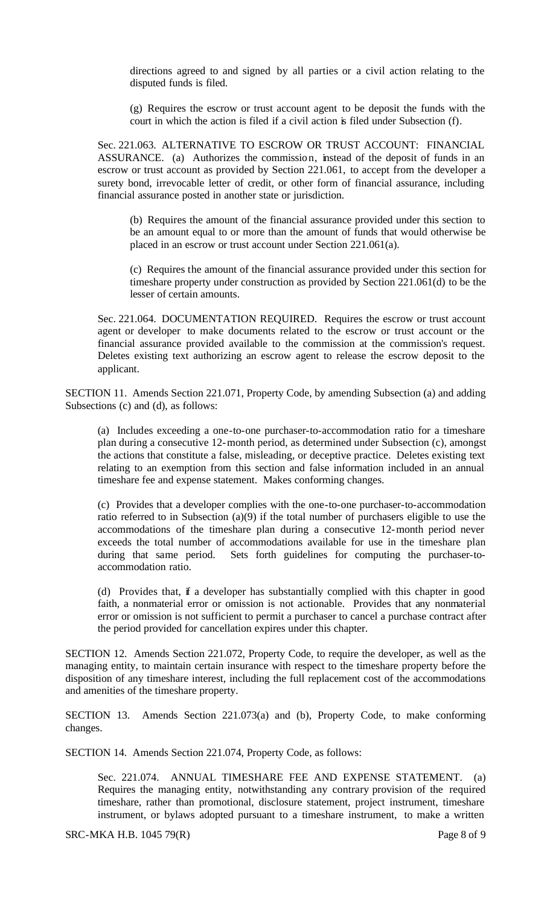directions agreed to and signed by all parties or a civil action relating to the disputed funds is filed.

(g) Requires the escrow or trust account agent to be deposit the funds with the court in which the action is filed if a civil action is filed under Subsection (f).

Sec. 221.063. ALTERNATIVE TO ESCROW OR TRUST ACCOUNT: FINANCIAL ASSURANCE. (a) Authorizes the commission, instead of the deposit of funds in an escrow or trust account as provided by Section 221.061, to accept from the developer a surety bond, irrevocable letter of credit, or other form of financial assurance, including financial assurance posted in another state or jurisdiction.

(b) Requires the amount of the financial assurance provided under this section to be an amount equal to or more than the amount of funds that would otherwise be placed in an escrow or trust account under Section 221.061(a).

(c) Requires the amount of the financial assurance provided under this section for timeshare property under construction as provided by Section 221.061(d) to be the lesser of certain amounts.

Sec. 221.064. DOCUMENTATION REQUIRED. Requires the escrow or trust account agent or developer to make documents related to the escrow or trust account or the financial assurance provided available to the commission at the commission's request. Deletes existing text authorizing an escrow agent to release the escrow deposit to the applicant.

SECTION 11. Amends Section 221.071, Property Code, by amending Subsection (a) and adding Subsections (c) and (d), as follows:

(a) Includes exceeding a one-to-one purchaser-to-accommodation ratio for a timeshare plan during a consecutive 12-month period, as determined under Subsection (c), amongst the actions that constitute a false, misleading, or deceptive practice. Deletes existing text relating to an exemption from this section and false information included in an annual timeshare fee and expense statement. Makes conforming changes.

(c) Provides that a developer complies with the one-to-one purchaser-to-accommodation ratio referred to in Subsection (a)(9) if the total number of purchasers eligible to use the accommodations of the timeshare plan during a consecutive 12-month period never exceeds the total number of accommodations available for use in the timeshare plan during that same period. Sets forth guidelines for computing the purchaser-to-accommodation ratio.

(d) Provides that, if a developer has substantially complied with this chapter in good faith, a nonmaterial error or omission is not actionable. Provides that any nonmaterial error or omission is not sufficient to permit a purchaser to cancel a purchase contract after the period provided for cancellation expires under this chapter.

SECTION 12. Amends Section 221.072, Property Code, to require the developer, as well as the managing entity, to maintain certain insurance with respect to the timeshare property before the disposition of any timeshare interest, including the full replacement cost of the accommodations and amenities of the timeshare property.

SECTION 13. Amends Section 221.073(a) and (b), Property Code, to make conforming changes.

SECTION 14. Amends Section 221.074, Property Code, as follows:

Sec. 221.074. ANNUAL TIMESHARE FEE AND EXPENSE STATEMENT. (a) Requires the managing entity, notwithstanding any contrary provision of the required timeshare, rather than promotional, disclosure statement, project instrument, timeshare instrument, or bylaws adopted pursuant to a timeshare instrument, to make a written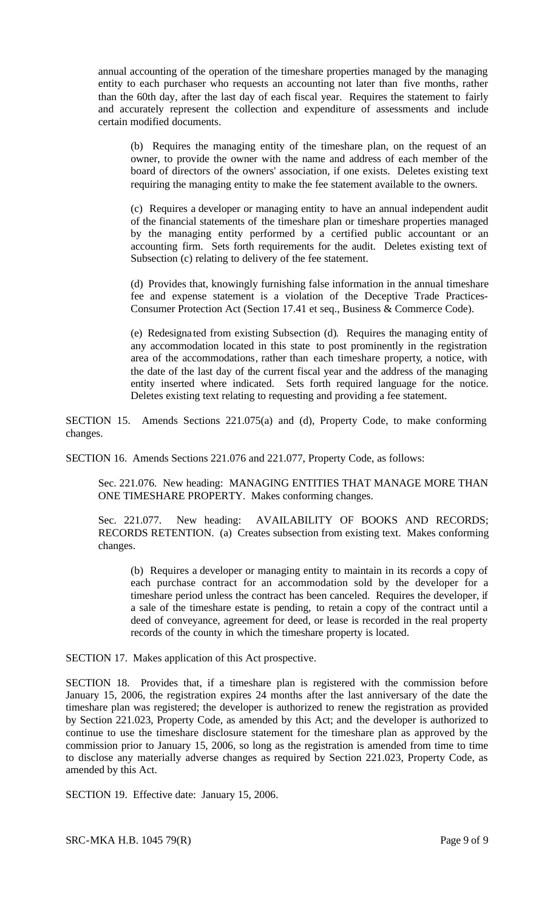annual accounting of the operation of the timeshare properties managed by the managing entity to each purchaser who requests an accounting not later than five months, rather than the 60th day, after the last day of each fiscal year. Requires the statement to fairly and accurately represent the collection and expenditure of assessments and include certain modified documents.

> (b) Requires the managing entity of the timeshare plan, on the request of an owner, to provide the owner with the name and address of each member of the board of directors of the owners' association, if one exists. Deletes existing text requiring the managing entity to make the fee statement available to the owners.
>
> (c) Requires a developer or managing entity to have an annual independent audit of the financial statements of the timeshare plan or timeshare properties managed by the managing entity performed by a certified public accountant or an accounting firm. Sets forth requirements for the audit. Deletes existing text of Subsection (c) relating to delivery of the fee statement.
>
> (d) Provides that, knowingly furnishing false information in the annual timeshare fee and expense statement is a violation of the Deceptive Trade Practices-Consumer Protection Act (Section 17.41 et seq., Business & Commerce Code).
>
> (e) Redesignated from existing Subsection (d). Requires the managing entity of any accommodation located in this state to post prominently in the registration area of the accommodations, rather than each timeshare property, a notice, with the date of the last day of the current fiscal year and the address of the managing entity inserted where indicated. Sets forth required language for the notice. Deletes existing text relating to requesting and providing a fee statement.

SECTION 15. Amends Sections 221.075(a) and (d), Property Code, to make conforming changes.

SECTION 16. Amends Sections 221.076 and 221.077, Property Code, as follows:

> Sec. 221.076. New heading: MANAGING ENTITIES THAT MANAGE MORE THAN ONE TIMESHARE PROPERTY. Makes conforming changes.
>
> Sec. 221.077. New heading: AVAILABILITY OF BOOKS AND RECORDS; RECORDS RETENTION. (a) Creates subsection from existing text. Makes conforming changes.
>
> > (b) Requires a developer or managing entity to maintain in its records a copy of each purchase contract for an accommodation sold by the developer for a timeshare period unless the contract has been canceled. Requires the developer, if a sale of the timeshare estate is pending, to retain a copy of the contract until a deed of conveyance, agreement for deed, or lease is recorded in the real property records of the county in which the timeshare property is located.

SECTION 17. Makes application of this Act prospective.

SECTION 18. Provides that, if a timeshare plan is registered with the commission before January 15, 2006, the registration expires 24 months after the last anniversary of the date the timeshare plan was registered; the developer is authorized to renew the registration as provided by Section 221.023, Property Code, as amended by this Act; and the developer is authorized to continue to use the timeshare disclosure statement for the timeshare plan as approved by the commission prior to January 15, 2006, so long as the registration is amended from time to time to disclose any materially adverse changes as required by Section 221.023, Property Code, as amended by this Act.

SECTION 19. Effective date: January 15, 2006.